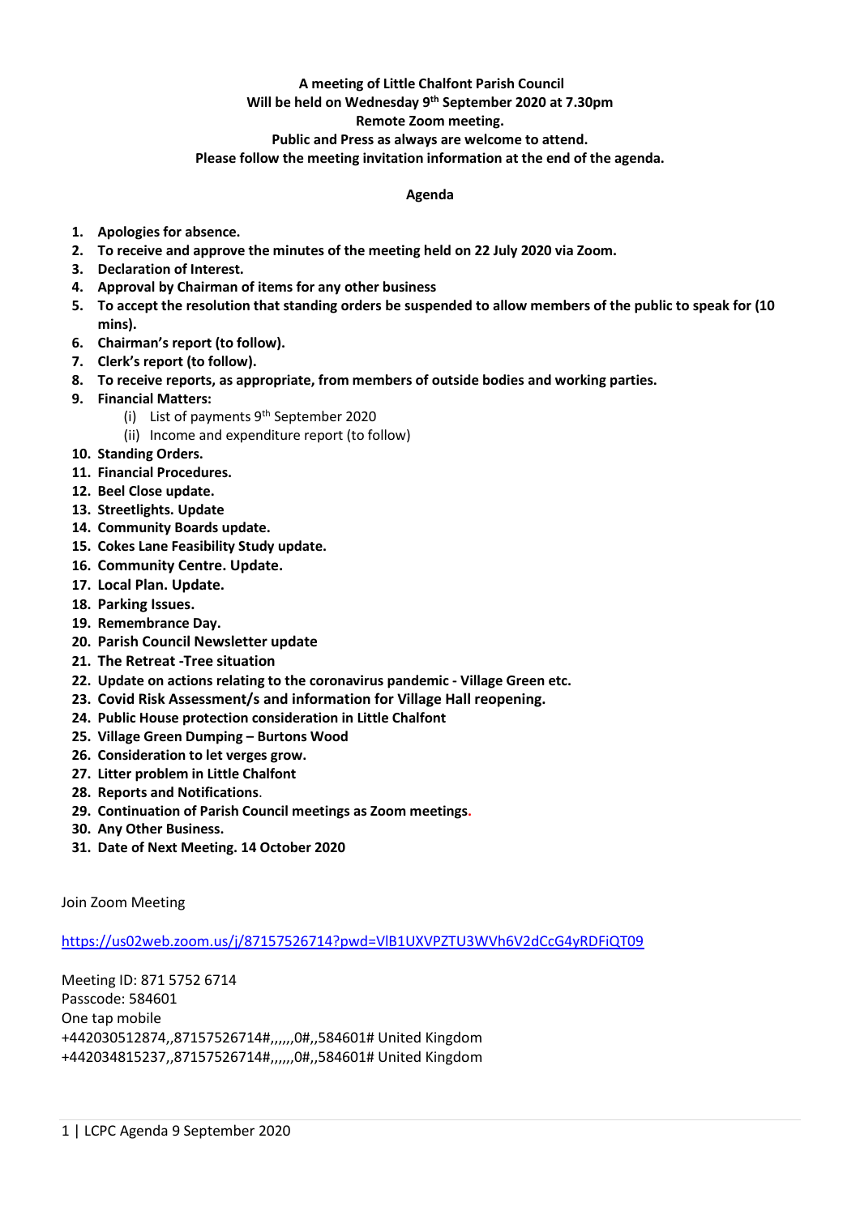**A meeting of Little Chalfont Parish Council**
**Will be held on Wednesday 9th September 2020 at 7.30pm**
**Remote Zoom meeting.**
**Public and Press as always are welcome to attend.**
**Please follow the meeting invitation information at the end of the agenda.**

## Agenda

1. **Apologies for absence.**
2. **To receive and approve the minutes of the meeting held on 22 July 2020 via Zoom.**
3. **Declaration of Interest.**
4. **Approval by Chairman of items for any other business**
5. **To accept the resolution that standing orders be suspended to allow members of the public to speak for (10 mins).**
6. **Chairman's report (to follow).**
7. **Clerk's report (to follow).**
8. **To receive reports, as appropriate, from members of outside bodies and working parties.**
9. **Financial Matters:**
   (i) List of payments 9th September 2020
   (ii) Income and expenditure report (to follow)
10. **Standing Orders.**
11. **Financial Procedures.**
12. **Beel Close update.**
13. **Streetlights. Update**
14. **Community Boards update.**
15. **Cokes Lane Feasibility Study update.**
16. **Community Centre. Update.**
17. **Local Plan. Update.**
18. **Parking Issues.**
19. **Remembrance Day.**
20. **Parish Council Newsletter update**
21. **The Retreat -Tree situation**
22. **Update on actions relating to the coronavirus pandemic - Village Green etc.**
23. **Covid Risk Assessment/s and information for Village Hall reopening.**
24. **Public House protection consideration in Little Chalfont**
25. **Village Green Dumping – Burtons Wood**
26. **Consideration to let verges grow.**
27. **Litter problem in Little Chalfont**
28. **Reports and Notifications**.
29. **Continuation of Parish Council meetings as Zoom meetings.**
30. **Any Other Business.**
31. **Date of Next Meeting. 14 October 2020**

Join Zoom Meeting

https://us02web.zoom.us/j/87157526714?pwd=VlB1UXVPZTU3WVh6V2dCcG4yRDFiQT09

Meeting ID: 871 5752 6714
Passcode: 584601
One tap mobile
+442030512874,,87157526714#,,,,,,0#,,584601# United Kingdom
+442034815237,,87157526714#,,,,,,0#,,584601# United Kingdom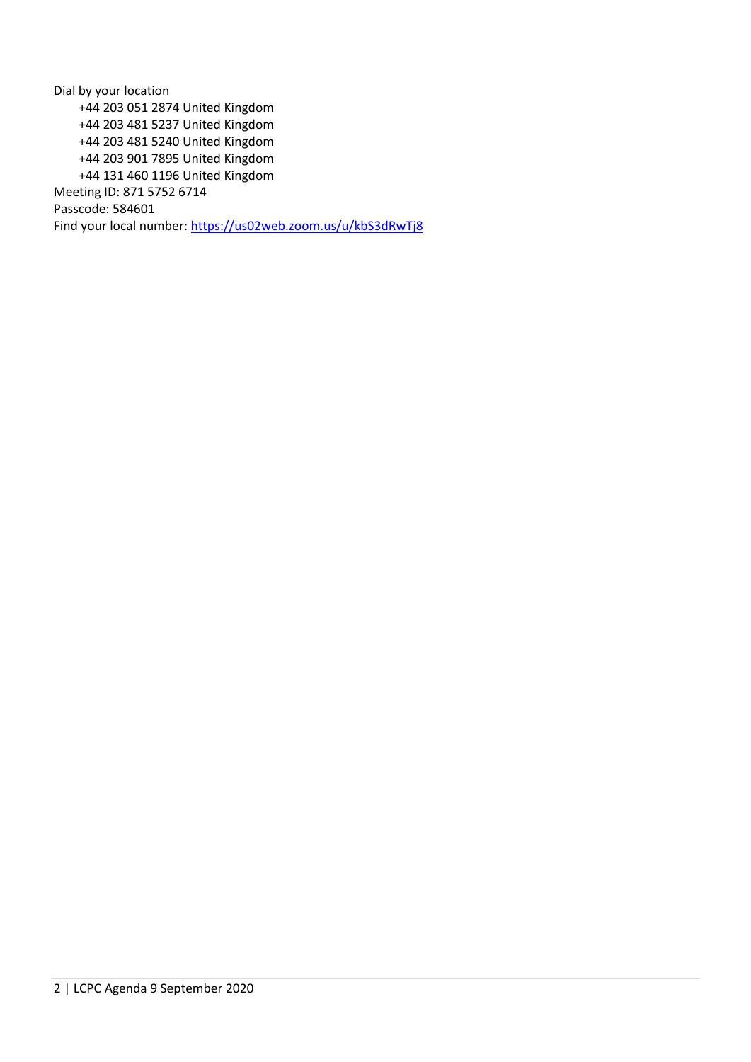Dial by your location

+44 203 051 2874 United Kingdom
+44 203 481 5237 United Kingdom
+44 203 481 5240 United Kingdom
+44 203 901 7895 United Kingdom
+44 131 460 1196 United Kingdom

Meeting ID: 871 5752 6714

Passcode: 584601

Find your local number: https://us02web.zoom.us/u/kbS3dRwTj8